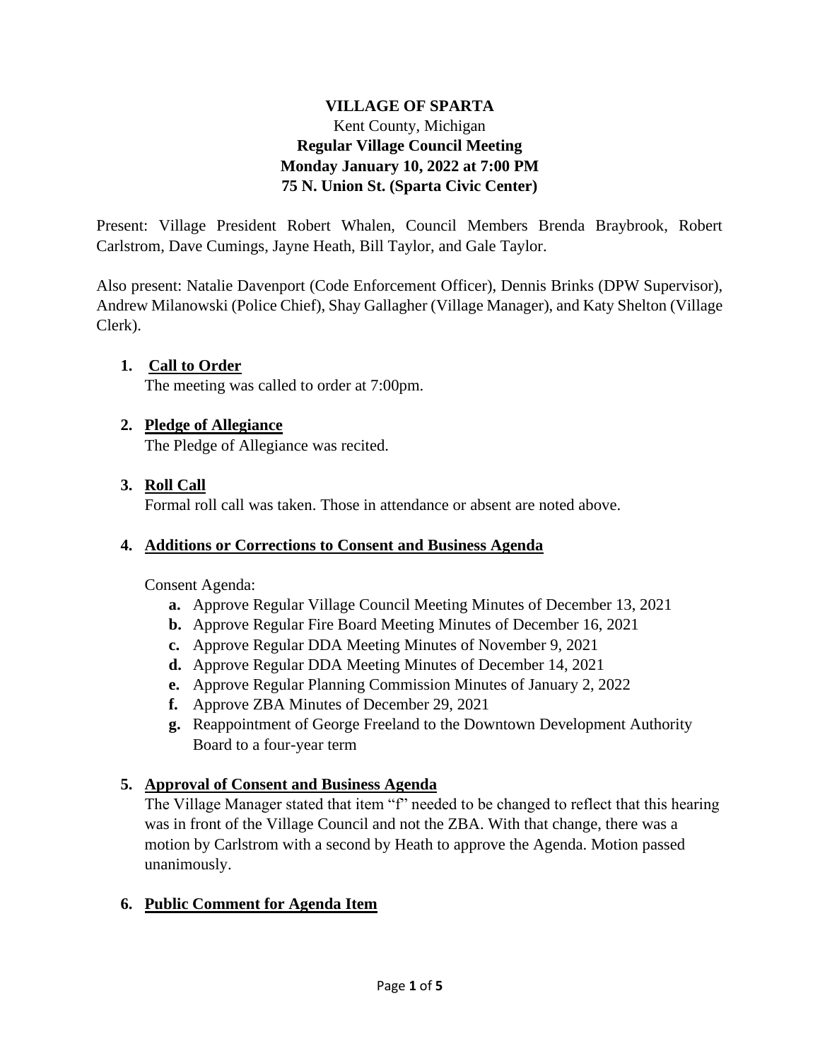# VILLAGE OF SPARTA

Kent County, Michigan

**Regular Village Council Meeting**
**Monday January 10, 2022 at 7:00 PM**
**75 N. Union St. (Sparta Civic Center)**

Present: Village President Robert Whalen, Council Members Brenda Braybrook, Robert Carlstrom, Dave Cumings, Jayne Heath, Bill Taylor, and Gale Taylor.

Also present: Natalie Davenport (Code Enforcement Officer), Dennis Brinks (DPW Supervisor), Andrew Milanowski (Police Chief), Shay Gallagher (Village Manager), and Katy Shelton (Village Clerk).

1. **Call to Order**
   The meeting was called to order at 7:00pm.

2. **Pledge of Allegiance**
   The Pledge of Allegiance was recited.

3. **Roll Call**
   Formal roll call was taken. Those in attendance or absent are noted above.

4. **Additions or Corrections to Consent and Business Agenda**

   Consent Agenda:
   - **a.** Approve Regular Village Council Meeting Minutes of December 13, 2021
   - **b.** Approve Regular Fire Board Meeting Minutes of December 16, 2021
   - **c.** Approve Regular DDA Meeting Minutes of November 9, 2021
   - **d.** Approve Regular DDA Meeting Minutes of December 14, 2021
   - **e.** Approve Regular Planning Commission Minutes of January 2, 2022
   - **f.** Approve ZBA Minutes of December 29, 2021
   - **g.** Reappointment of George Freeland to the Downtown Development Authority Board to a four-year term

5. **Approval of Consent and Business Agenda**
   The Village Manager stated that item "f" needed to be changed to reflect that this hearing was in front of the Village Council and not the ZBA. With that change, there was a motion by Carlstrom with a second by Heath to approve the Agenda. Motion passed unanimously.

6. **Public Comment for Agenda Item**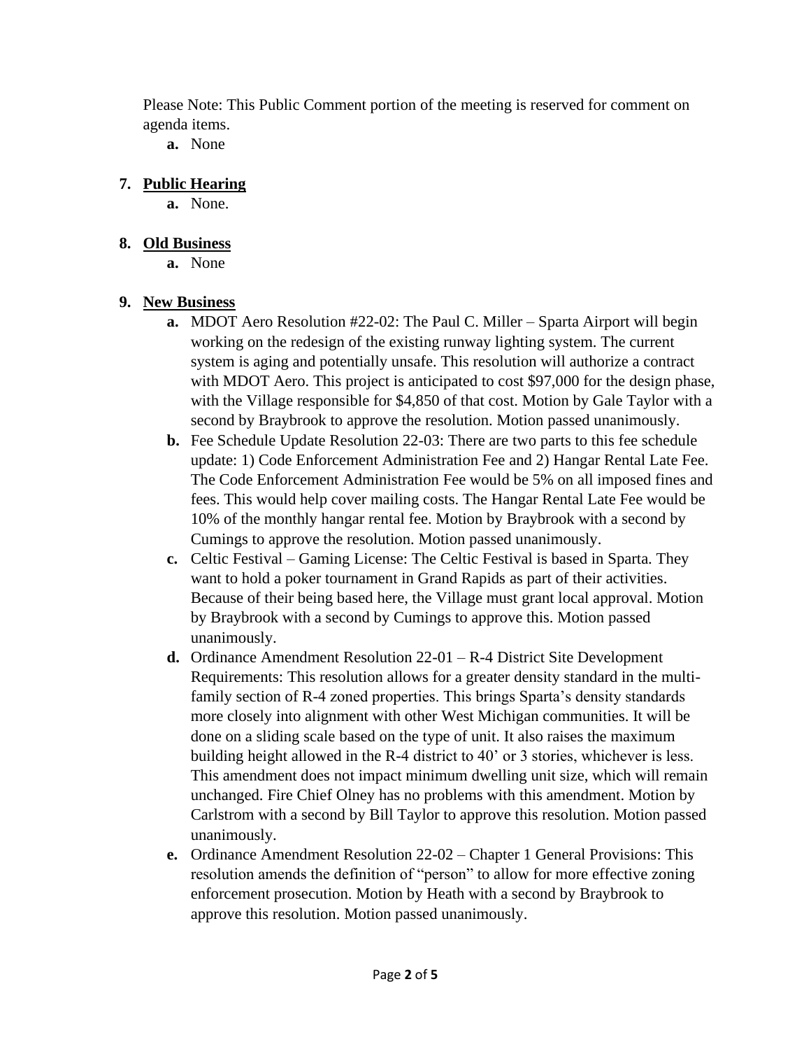Please Note: This Public Comment portion of the meeting is reserved for comment on agenda items.

**a.** None

**7. Public Hearing**

**a.** None.

**8. Old Business**

**a.** None

**9. New Business**

**a.** MDOT Aero Resolution #22-02: The Paul C. Miller – Sparta Airport will begin working on the redesign of the existing runway lighting system. The current system is aging and potentially unsafe. This resolution will authorize a contract with MDOT Aero. This project is anticipated to cost $97,000 for the design phase, with the Village responsible for $4,850 of that cost. Motion by Gale Taylor with a second by Braybrook to approve the resolution. Motion passed unanimously.

**b.** Fee Schedule Update Resolution 22-03: There are two parts to this fee schedule update: 1) Code Enforcement Administration Fee and 2) Hangar Rental Late Fee. The Code Enforcement Administration Fee would be 5% on all imposed fines and fees. This would help cover mailing costs. The Hangar Rental Late Fee would be 10% of the monthly hangar rental fee. Motion by Braybrook with a second by Cumings to approve the resolution. Motion passed unanimously.

**c.** Celtic Festival – Gaming License: The Celtic Festival is based in Sparta. They want to hold a poker tournament in Grand Rapids as part of their activities. Because of their being based here, the Village must grant local approval. Motion by Braybrook with a second by Cumings to approve this. Motion passed unanimously.

**d.** Ordinance Amendment Resolution 22-01 – R-4 District Site Development Requirements: This resolution allows for a greater density standard in the multi-family section of R-4 zoned properties. This brings Sparta's density standards more closely into alignment with other West Michigan communities. It will be done on a sliding scale based on the type of unit. It also raises the maximum building height allowed in the R-4 district to 40' or 3 stories, whichever is less. This amendment does not impact minimum dwelling unit size, which will remain unchanged. Fire Chief Olney has no problems with this amendment. Motion by Carlstrom with a second by Bill Taylor to approve this resolution. Motion passed unanimously.

**e.** Ordinance Amendment Resolution 22-02 – Chapter 1 General Provisions: This resolution amends the definition of "person" to allow for more effective zoning enforcement prosecution. Motion by Heath with a second by Braybrook to approve this resolution. Motion passed unanimously.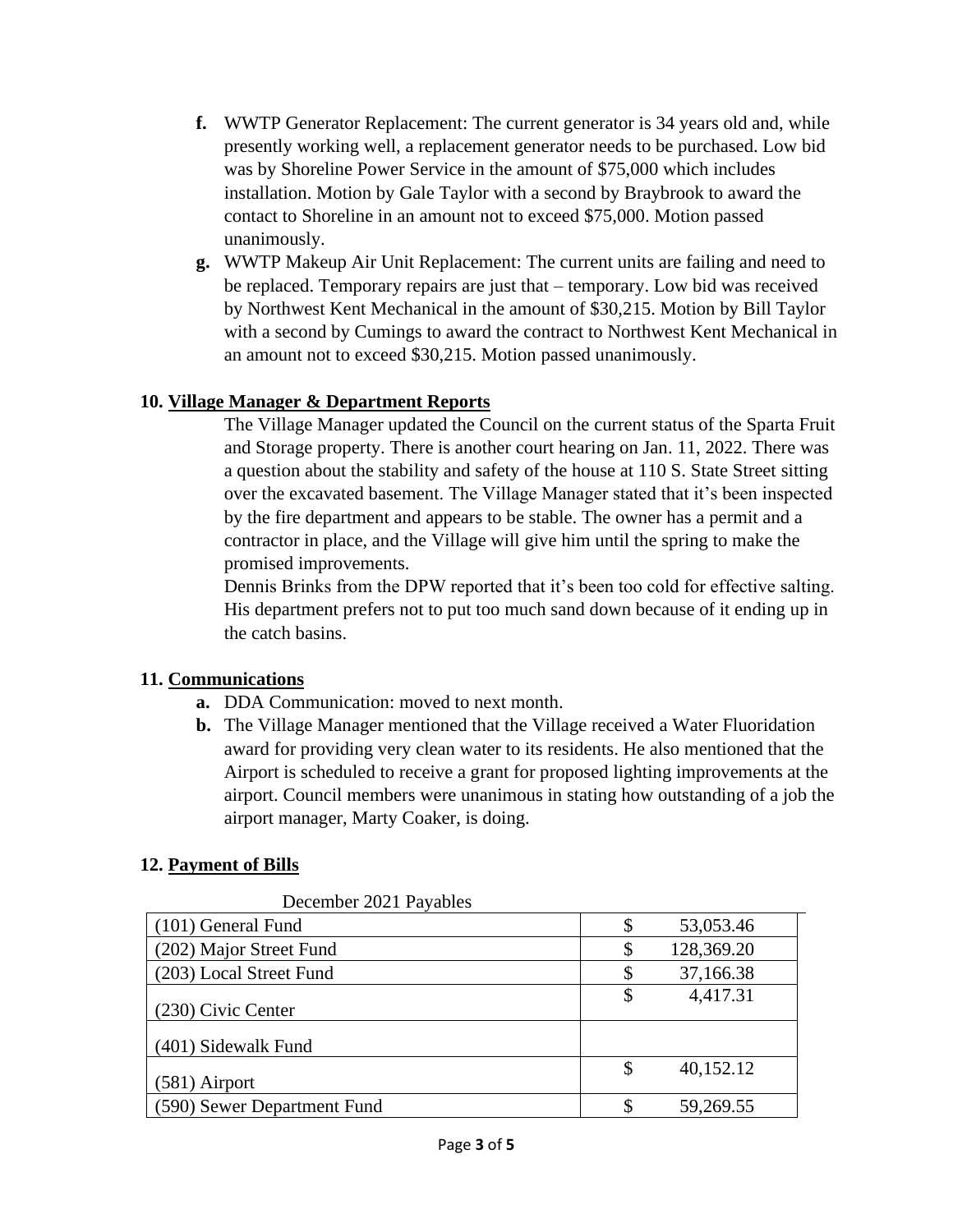f. WWTP Generator Replacement: The current generator is 34 years old and, while presently working well, a replacement generator needs to be purchased. Low bid was by Shoreline Power Service in the amount of $75,000 which includes installation. Motion by Gale Taylor with a second by Braybrook to award the contact to Shoreline in an amount not to exceed $75,000. Motion passed unanimously.

g. WWTP Makeup Air Unit Replacement: The current units are failing and need to be replaced. Temporary repairs are just that – temporary. Low bid was received by Northwest Kent Mechanical in the amount of $30,215. Motion by Bill Taylor with a second by Cumings to award the contract to Northwest Kent Mechanical in an amount not to exceed $30,215. Motion passed unanimously.

## 10. Village Manager & Department Reports

The Village Manager updated the Council on the current status of the Sparta Fruit and Storage property. There is another court hearing on Jan. 11, 2022. There was a question about the stability and safety of the house at 110 S. State Street sitting over the excavated basement. The Village Manager stated that it's been inspected by the fire department and appears to be stable. The owner has a permit and a contractor in place, and the Village will give him until the spring to make the promised improvements.

Dennis Brinks from the DPW reported that it's been too cold for effective salting. His department prefers not to put too much sand down because of it ending up in the catch basins.

## 11. Communications

a. DDA Communication: moved to next month.

b. The Village Manager mentioned that the Village received a Water Fluoridation award for providing very clean water to its residents. He also mentioned that the Airport is scheduled to receive a grant for proposed lighting improvements at the airport. Council members were unanimous in stating how outstanding of a job the airport manager, Marty Coaker, is doing.

## 12. Payment of Bills

December 2021 Payables

| Fund | Amount |
|---|---|
| (101) General Fund | $ 53,053.46 |
| (202) Major Street Fund | $ 128,369.20 |
| (203) Local Street Fund | $ 37,166.38 |
| (230) Civic Center | $ 4,417.31 |
| (401) Sidewalk Fund | |
| (581) Airport | $ 40,152.12 |
| (590) Sewer Department Fund | $ 59,269.55 |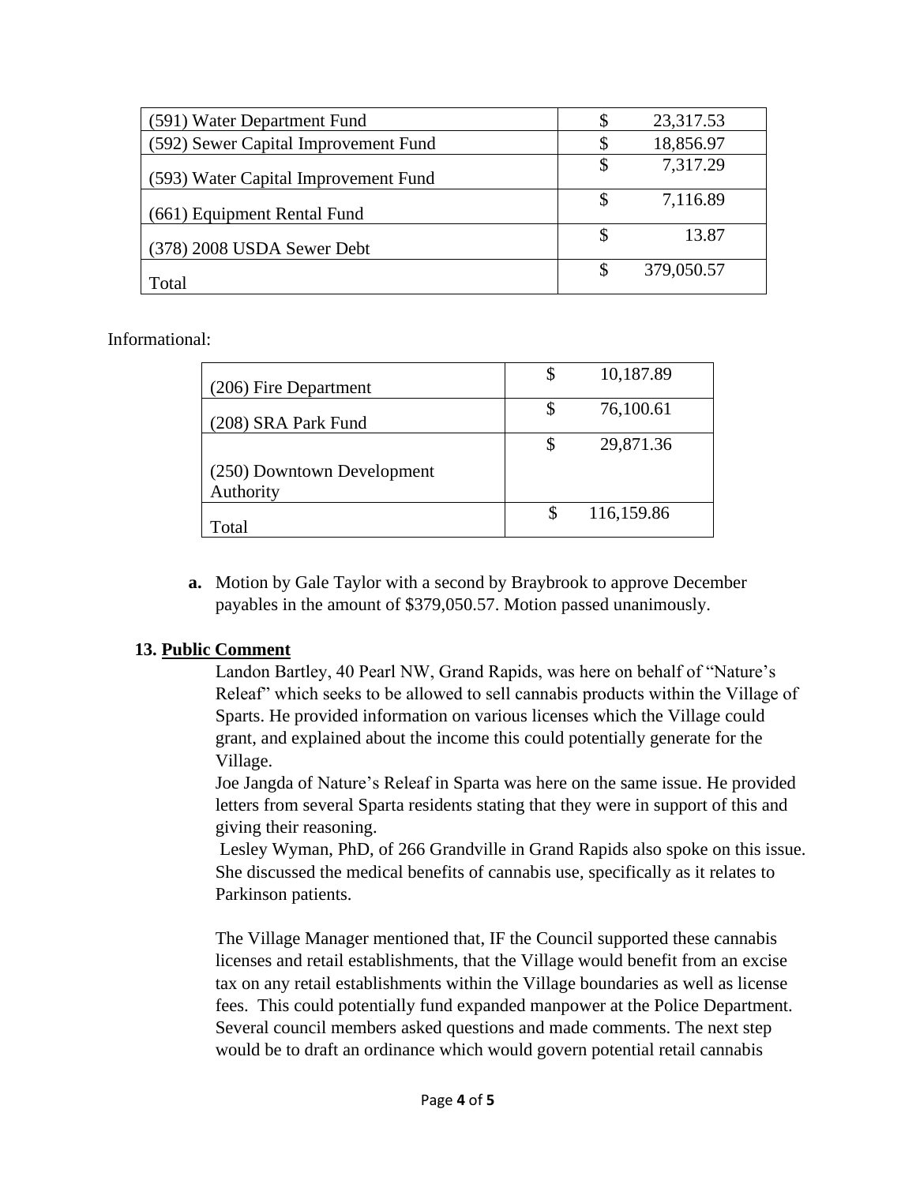| | |
|---|---|
| (591) Water Department Fund | $ 23,317.53 |
| (592) Sewer Capital Improvement Fund | $ 18,856.97 |
| (593) Water Capital Improvement Fund | $ 7,317.29 |
| (661) Equipment Rental Fund | $ 7,116.89 |
| (378) 2008 USDA Sewer Debt | $ 13.87 |
| Total | $ 379,050.57 |

Informational:

| | |
|---|---|
| (206) Fire Department | $ 10,187.89 |
| (208) SRA Park Fund | $ 76,100.61 |
| (250) Downtown Development Authority | $ 29,871.36 |
| Total | $ 116,159.86 |

**a.** Motion by Gale Taylor with a second by Braybrook to approve December payables in the amount of $379,050.57. Motion passed unanimously.

**13. Public Comment**

Landon Bartley, 40 Pearl NW, Grand Rapids, was here on behalf of "Nature's Releaf" which seeks to be allowed to sell cannabis products within the Village of Sparts. He provided information on various licenses which the Village could grant, and explained about the income this could potentially generate for the Village.

Joe Jangda of Nature's Releaf in Sparta was here on the same issue. He provided letters from several Sparta residents stating that they were in support of this and giving their reasoning.

Lesley Wyman, PhD, of 266 Grandville in Grand Rapids also spoke on this issue. She discussed the medical benefits of cannabis use, specifically as it relates to Parkinson patients.

The Village Manager mentioned that, IF the Council supported these cannabis licenses and retail establishments, that the Village would benefit from an excise tax on any retail establishments within the Village boundaries as well as license fees. This could potentially fund expanded manpower at the Police Department. Several council members asked questions and made comments. The next step would be to draft an ordinance which would govern potential retail cannabis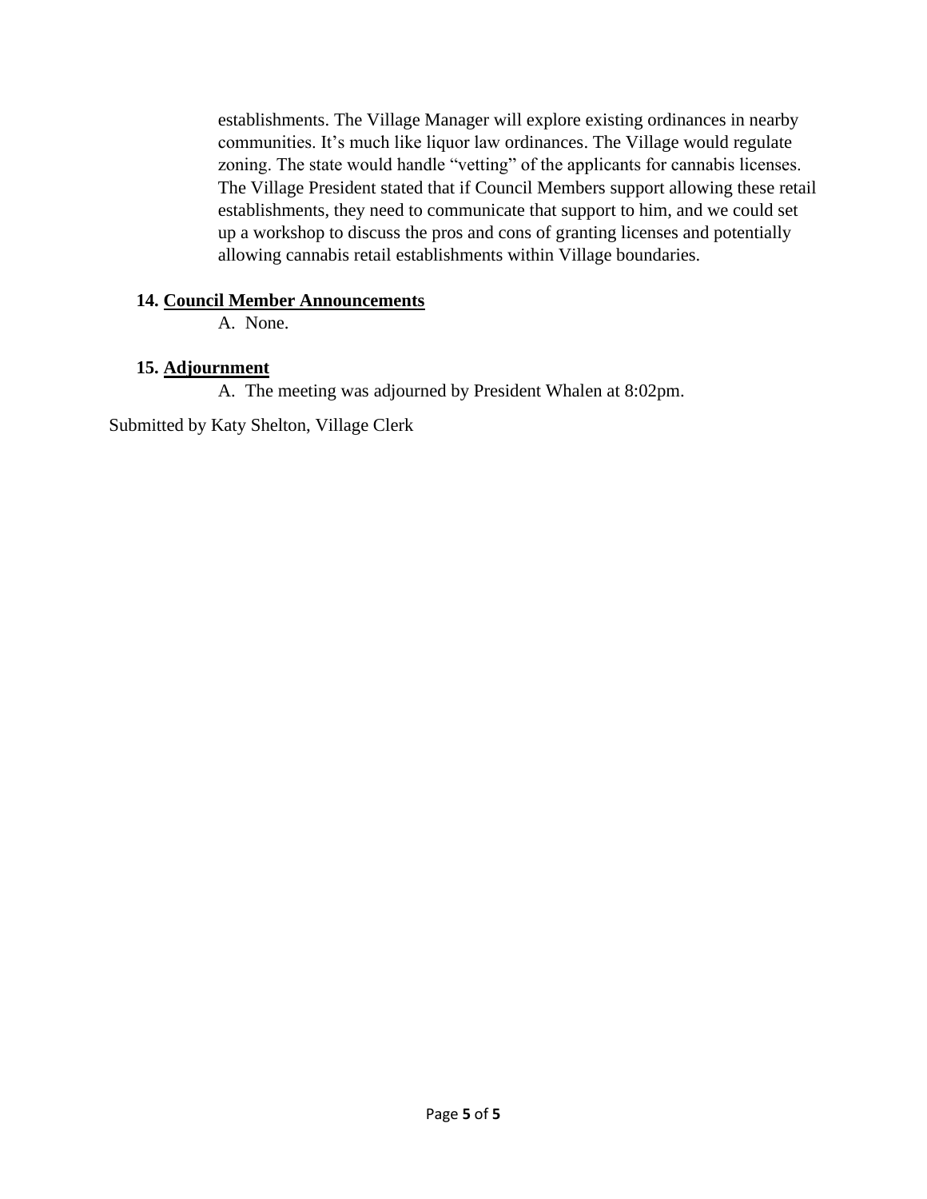establishments. The Village Manager will explore existing ordinances in nearby communities. It's much like liquor law ordinances. The Village would regulate zoning. The state would handle "vetting" of the applicants for cannabis licenses. The Village President stated that if Council Members support allowing these retail establishments, they need to communicate that support to him, and we could set up a workshop to discuss the pros and cons of granting licenses and potentially allowing cannabis retail establishments within Village boundaries.

**14. Council Member Announcements**

A. None.

**15. Adjournment**

A. The meeting was adjourned by President Whalen at 8:02pm.

Submitted by Katy Shelton, Village Clerk